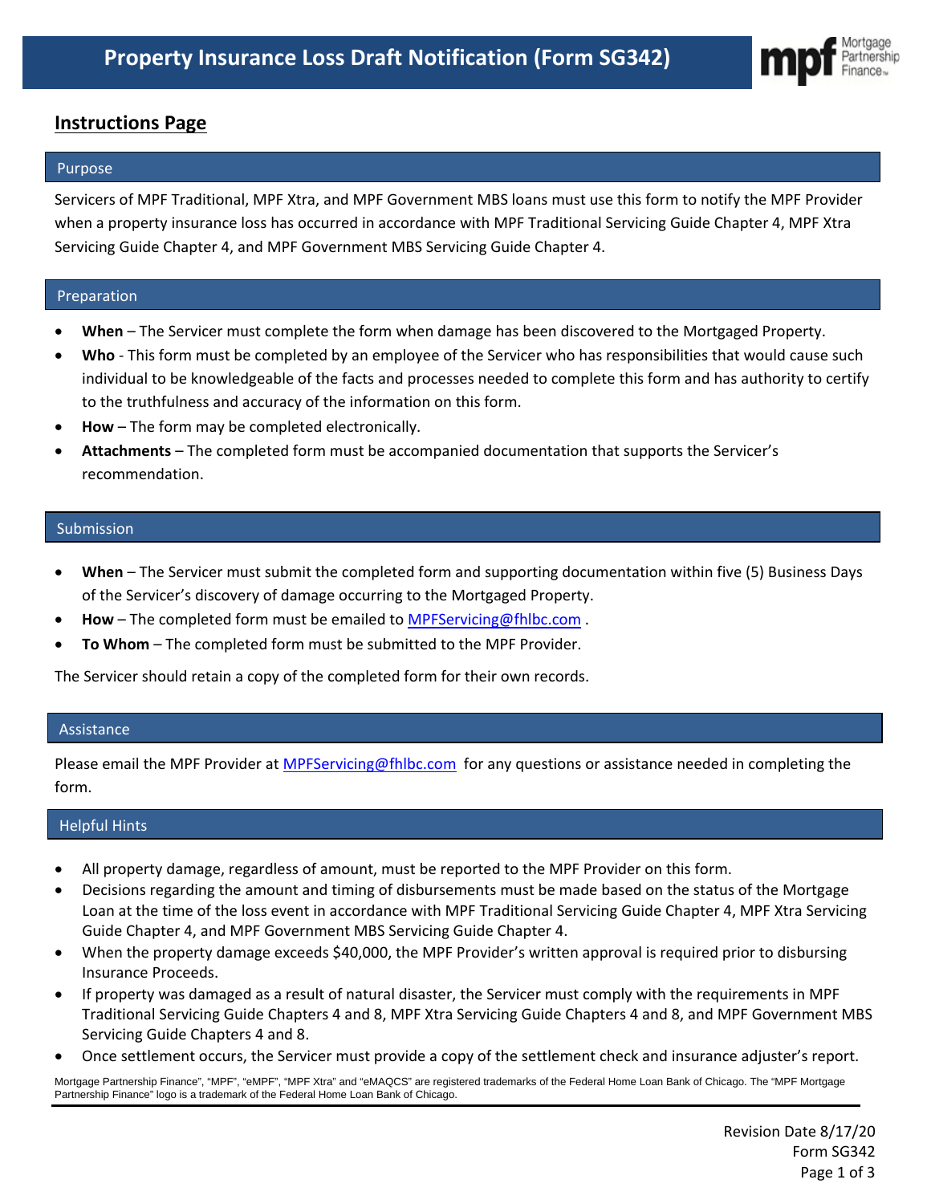# Property Insurance Loss Draft Notification (Form SG342)

## Instructions Page

### Purpose

Servicers of MPF Traditional, MPF Xtra, and MPF Government MBS loans must use this form to notify the MPF Provider when a property insurance loss has occurred in accordance with MPF Traditional Servicing Guide Chapter 4, MPF Xtra Servicing Guide Chapter 4, and MPF Government MBS Servicing Guide Chapter 4.

### Preparation

- **When** – The Servicer must complete the form when damage has been discovered to the Mortgaged Property.
- **Who** - This form must be completed by an employee of the Servicer who has responsibilities that would cause such individual to be knowledgeable of the facts and processes needed to complete this form and has authority to certify to the truthfulness and accuracy of the information on this form.
- **How** – The form may be completed electronically.
- **Attachments** – The completed form must be accompanied documentation that supports the Servicer's recommendation.

### Submission

- **When** – The Servicer must submit the completed form and supporting documentation within five (5) Business Days of the Servicer's discovery of damage occurring to the Mortgaged Property.
- **How** – The completed form must be emailed to MPFServicing@fhlbc.com .
- **To Whom** – The completed form must be submitted to the MPF Provider.

The Servicer should retain a copy of the completed form for their own records.

### Assistance

Please email the MPF Provider at MPFServicing@fhlbc.com for any questions or assistance needed in completing the form.

### Helpful Hints

- All property damage, regardless of amount, must be reported to the MPF Provider on this form.
- Decisions regarding the amount and timing of disbursements must be made based on the status of the Mortgage Loan at the time of the loss event in accordance with MPF Traditional Servicing Guide Chapter 4, MPF Xtra Servicing Guide Chapter 4, and MPF Government MBS Servicing Guide Chapter 4.
- When the property damage exceeds $40,000, the MPF Provider's written approval is required prior to disbursing Insurance Proceeds.
- If property was damaged as a result of natural disaster, the Servicer must comply with the requirements in MPF Traditional Servicing Guide Chapters 4 and 8, MPF Xtra Servicing Guide Chapters 4 and 8, and MPF Government MBS Servicing Guide Chapters 4 and 8.
- Once settlement occurs, the Servicer must provide a copy of the settlement check and insurance adjuster's report.

Mortgage Partnership Finance", "MPF", "eMPF", "MPF Xtra" and "eMAQCS" are registered trademarks of the Federal Home Loan Bank of Chicago. The "MPF Mortgage Partnership Finance" logo is a trademark of the Federal Home Loan Bank of Chicago.

Revision Date 8/17/20
Form SG342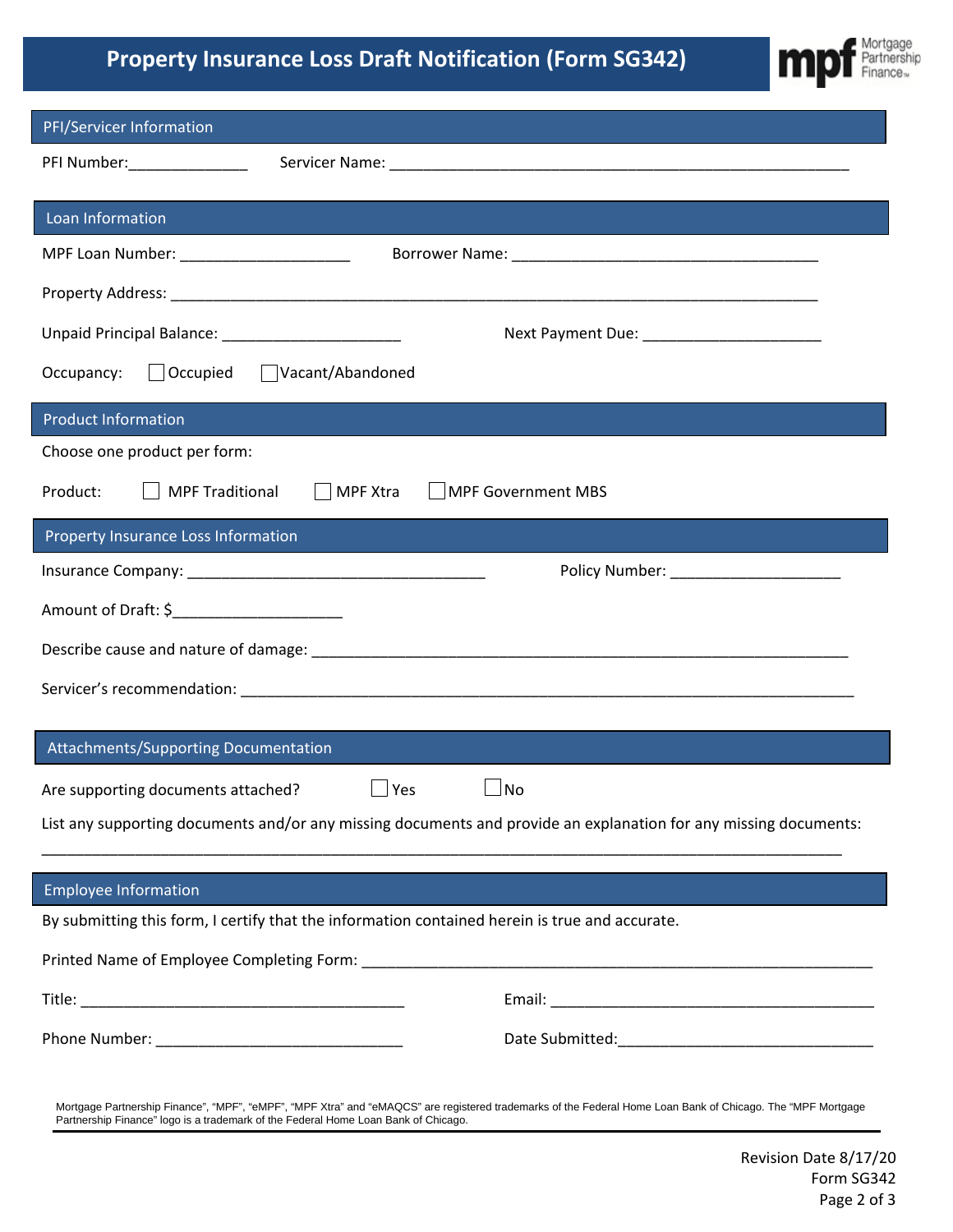# Property Insurance Loss Draft Notification (Form SG342)

## PFI/Servicer Information

PFI Number:______________ Servicer Name: ________________________________________________________

## Loan Information

MPF Loan Number: ____________________ Borrower Name: _____________________________________

Property Address: ________________________________________________________________________________

Unpaid Principal Balance: ______________________ Next Payment Due: ______________________

Occupancy: ☐ Occupied ☐ Vacant/Abandoned

## Product Information

Choose one product per form:

Product: ☐ MPF Traditional ☐ MPF Xtra ☐ MPF Government MBS

## Property Insurance Loss Information

Insurance Company: ____________________________________ Policy Number: _____________________

Amount of Draft: $____________________

Describe cause and nature of damage: ____________________________________________________________________

Servicer's recommendation: ____________________________________________________________________________

## Attachments/Supporting Documentation

Are supporting documents attached? ☐ Yes ☐ No

List any supporting documents and/or any missing documents and provide an explanation for any missing documents:

__________________________________________________________________________________________________

## Employee Information

By submitting this form, I certify that the information contained herein is true and accurate.

Printed Name of Employee Completing Form: ______________________________________________________________

Title: ________________________________________ Email: ________________________________________

Phone Number: ______________________________ Date Submitted:______________________________

Mortgage Partnership Finance", "MPF", "eMPF", "MPF Xtra" and "eMAQCS" are registered trademarks of the Federal Home Loan Bank of Chicago. The "MPF Mortgage Partnership Finance" logo is a trademark of the Federal Home Loan Bank of Chicago.

Revision Date 8/17/20
Form SG342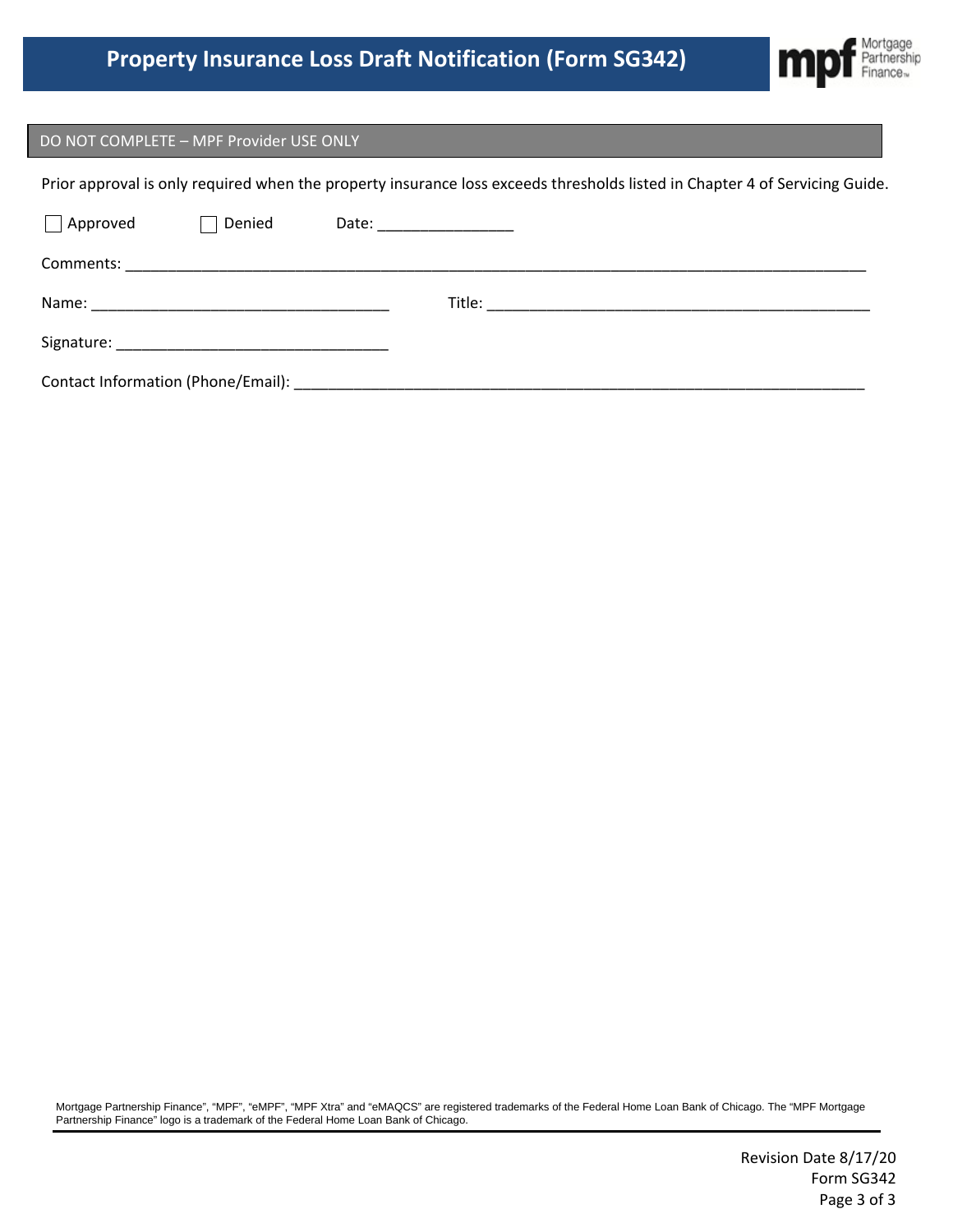# Property Insurance Loss Draft Notification (Form SG342)

## DO NOT COMPLETE – MPF Provider USE ONLY

Prior approval is only required when the property insurance loss exceeds thresholds listed in Chapter 4 of Servicing Guide.

☐ Approved ☐ Denied Date: ________________

Comments: ____________________________________________________________________________________

Name: ___________________________________ Title: _____________________________________________

Signature: ________________________________

Contact Information (Phone/Email): ______________________________________________________________

Mortgage Partnership Finance", "MPF", "eMPF", "MPF Xtra" and "eMAQCS" are registered trademarks of the Federal Home Loan Bank of Chicago. The "MPF Mortgage Partnership Finance" logo is a trademark of the Federal Home Loan Bank of Chicago.

Revision Date 8/17/20
Form SG342